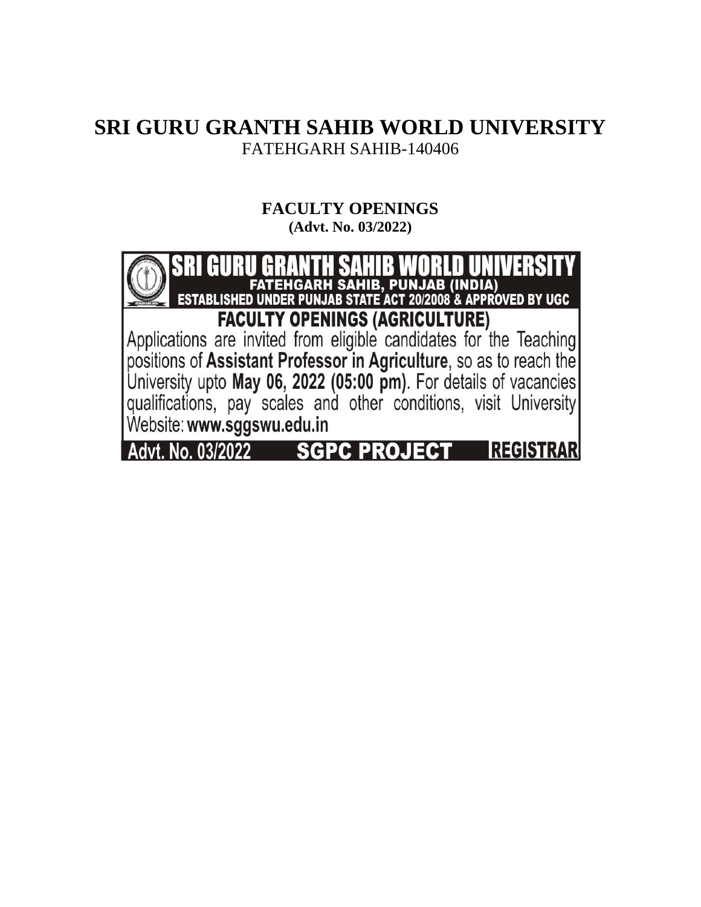# SRI GURU GRANTH SAHIB WORLD UNIVERSITY

FATEHGARH SAHIB-140406

## FACULTY OPENINGS

**(Advt. No. 03/2022)**

## SRI GURU GRANTH SAHIB WORLD UNIVERSITY

**FATEHGARH SAHIB, PUNJAB (INDIA)**

**ESTABLISHED UNDER PUNJAB STATE ACT 20/2008 & APPROVED BY UGC**

### FACULTY OPENINGS (AGRICULTURE)

Applications are invited from eligible candidates for the Teaching positions of **Assistant Professor in Agriculture**, so as to reach the University upto **May 06, 2022 (05:00 pm)**. For details of vacancies qualifications, pay scales and other conditions, visit University Website: **www.sggswu.edu.in**

**Advt. No. 03/2022** **SGPC PROJECT** **REGISTRAR**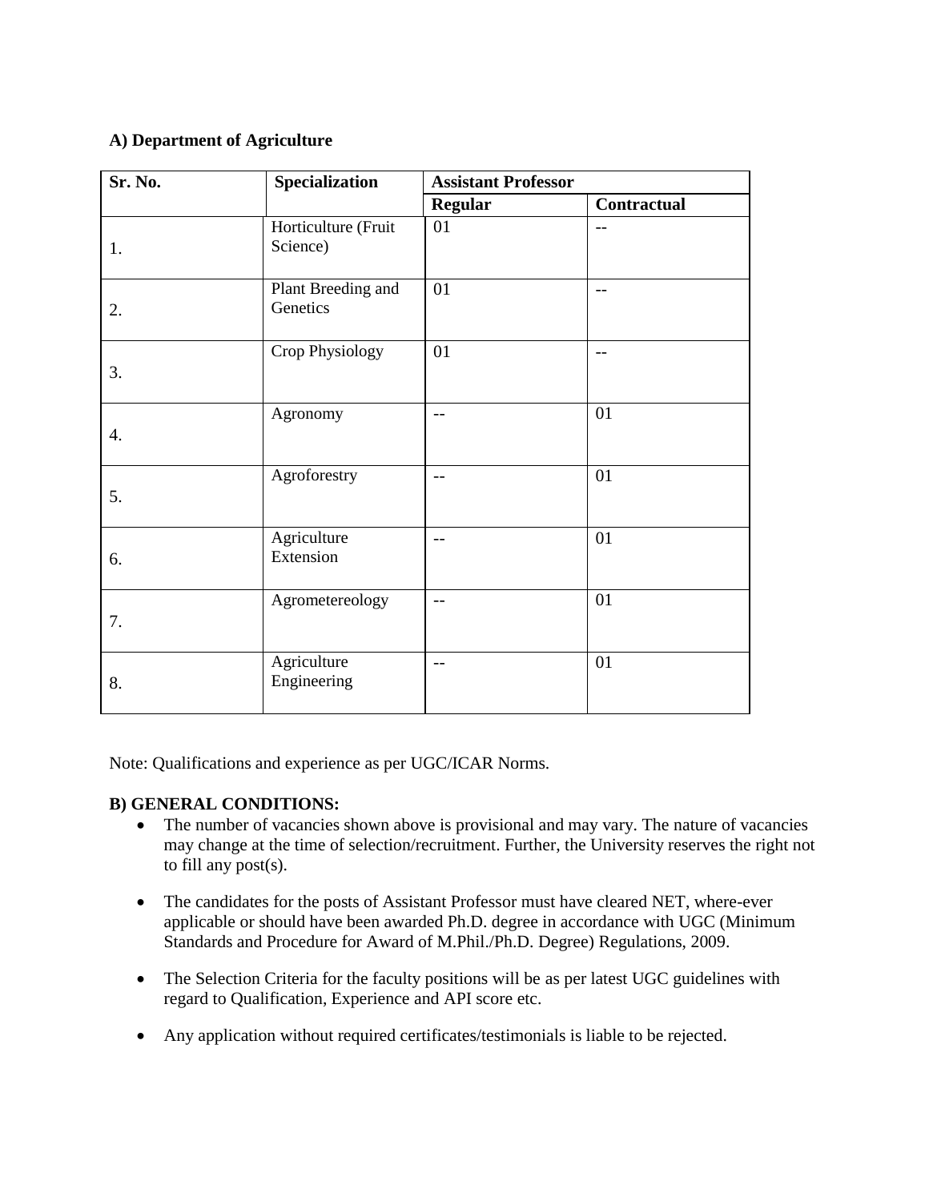**A) Department of Agriculture**

| Sr. No. | Specialization | Assistant Professor | |
|---|---|---|---|
| | | **Regular** | **Contractual** |
| 1. | Horticulture (Fruit Science) | 01 | -- |
| 2. | Plant Breeding and Genetics | 01 | -- |
| 3. | Crop Physiology | 01 | -- |
| 4. | Agronomy | -- | 01 |
| 5. | Agroforestry | -- | 01 |
| 6. | Agriculture Extension | -- | 01 |
| 7. | Agrometereology | -- | 01 |
| 8. | Agriculture Engineering | -- | 01 |

Note: Qualifications and experience as per UGC/ICAR Norms.

**B) GENERAL CONDITIONS:**

- The number of vacancies shown above is provisional and may vary. The nature of vacancies may change at the time of selection/recruitment. Further, the University reserves the right not to fill any post(s).
- The candidates for the posts of Assistant Professor must have cleared NET, where-ever applicable or should have been awarded Ph.D. degree in accordance with UGC (Minimum Standards and Procedure for Award of M.Phil./Ph.D. Degree) Regulations, 2009.
- The Selection Criteria for the faculty positions will be as per latest UGC guidelines with regard to Qualification, Experience and API score etc.
- Any application without required certificates/testimonials is liable to be rejected.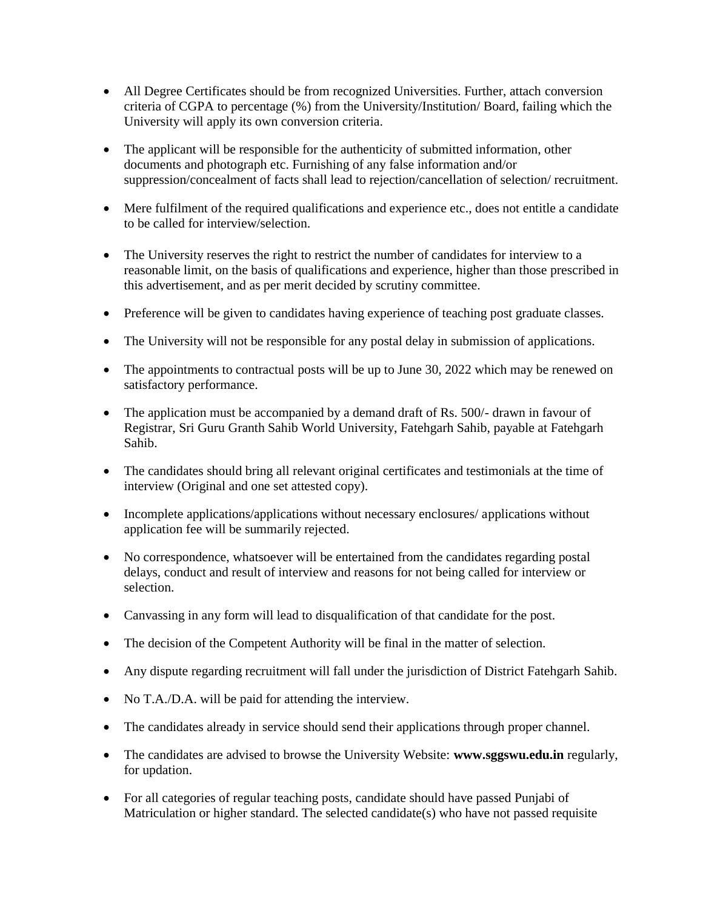- All Degree Certificates should be from recognized Universities. Further, attach conversion criteria of CGPA to percentage (%) from the University/Institution/ Board, failing which the University will apply its own conversion criteria.

- The applicant will be responsible for the authenticity of submitted information, other documents and photograph etc. Furnishing of any false information and/or suppression/concealment of facts shall lead to rejection/cancellation of selection/ recruitment.

- Mere fulfilment of the required qualifications and experience etc., does not entitle a candidate to be called for interview/selection.

- The University reserves the right to restrict the number of candidates for interview to a reasonable limit, on the basis of qualifications and experience, higher than those prescribed in this advertisement, and as per merit decided by scrutiny committee.

- Preference will be given to candidates having experience of teaching post graduate classes.

- The University will not be responsible for any postal delay in submission of applications.

- The appointments to contractual posts will be up to June 30, 2022 which may be renewed on satisfactory performance.

- The application must be accompanied by a demand draft of Rs. 500/- drawn in favour of Registrar, Sri Guru Granth Sahib World University, Fatehgarh Sahib, payable at Fatehgarh Sahib.

- The candidates should bring all relevant original certificates and testimonials at the time of interview (Original and one set attested copy).

- Incomplete applications/applications without necessary enclosures/ applications without application fee will be summarily rejected.

- No correspondence, whatsoever will be entertained from the candidates regarding postal delays, conduct and result of interview and reasons for not being called for interview or selection.

- Canvassing in any form will lead to disqualification of that candidate for the post.

- The decision of the Competent Authority will be final in the matter of selection.

- Any dispute regarding recruitment will fall under the jurisdiction of District Fatehgarh Sahib.

- No T.A./D.A. will be paid for attending the interview.

- The candidates already in service should send their applications through proper channel.

- The candidates are advised to browse the University Website: **www.sggswu.edu.in** regularly, for updation.

- For all categories of regular teaching posts, candidate should have passed Punjabi of Matriculation or higher standard. The selected candidate(s) who have not passed requisite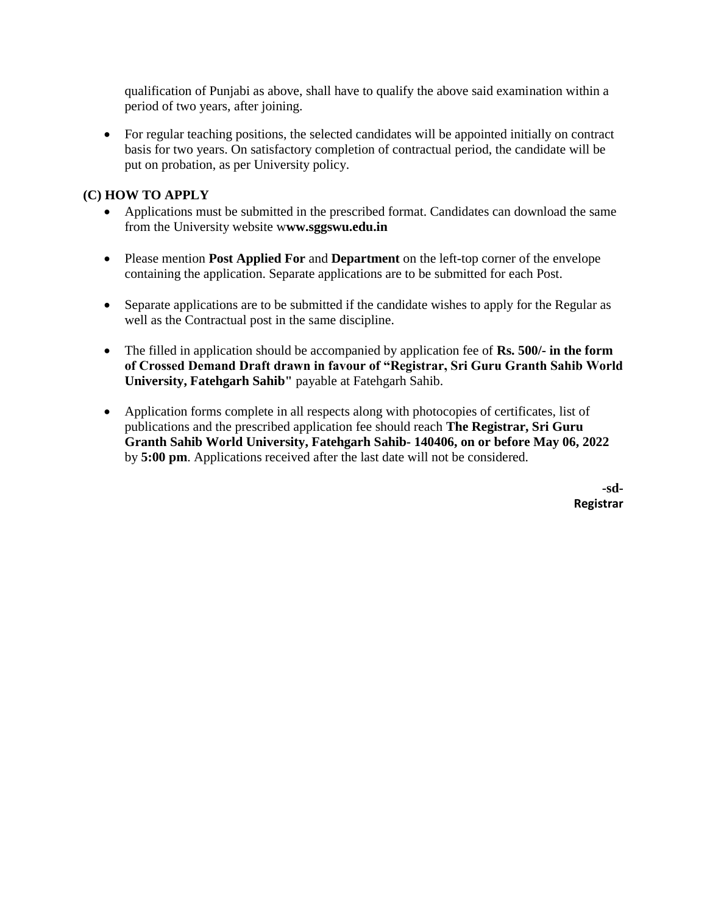qualification of Punjabi as above, shall have to qualify the above said examination within a period of two years, after joining.

- For regular teaching positions, the selected candidates will be appointed initially on contract basis for two years. On satisfactory completion of contractual period, the candidate will be put on probation, as per University policy.

### (C) HOW TO APPLY

- Applications must be submitted in the prescribed format. Candidates can download the same from the University website w**ww.sggswu.edu.in**

- Please mention **Post Applied For** and **Department** on the left-top corner of the envelope containing the application. Separate applications are to be submitted for each Post.

- Separate applications are to be submitted if the candidate wishes to apply for the Regular as well as the Contractual post in the same discipline.

- The filled in application should be accompanied by application fee of **Rs. 500/- in the form of Crossed Demand Draft drawn in favour of "Registrar, Sri Guru Granth Sahib World University, Fatehgarh Sahib"** payable at Fatehgarh Sahib.

- Application forms complete in all respects along with photocopies of certificates, list of publications and the prescribed application fee should reach **The Registrar, Sri Guru Granth Sahib World University, Fatehgarh Sahib- 140406, on or before May 06, 2022** by **5:00 pm**. Applications received after the last date will not be considered.

**-sd-**
**Registrar**